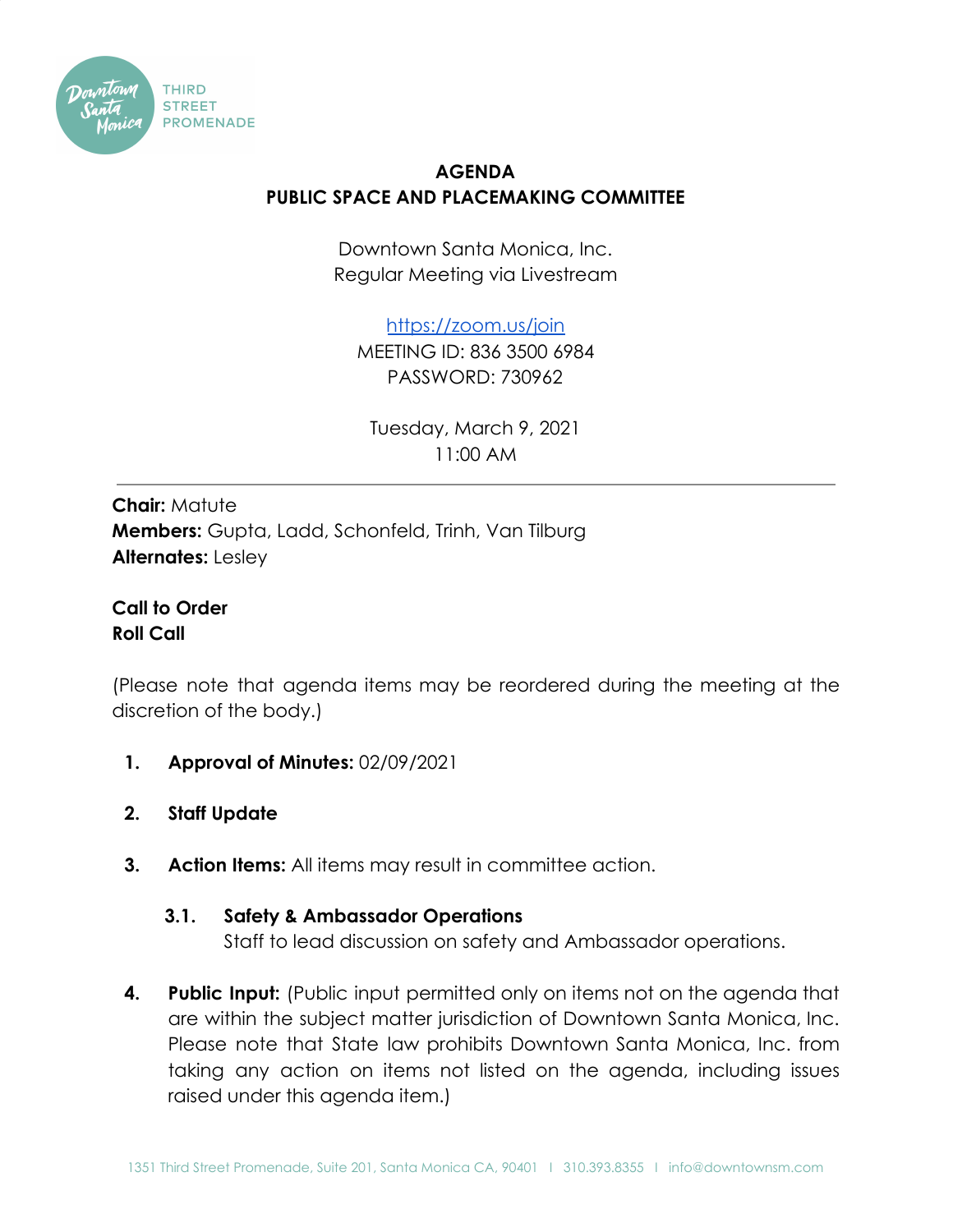# AGENDA
## PUBLIC SPACE AND PLACEMAKING COMMITTEE

Downtown Santa Monica, Inc.
Regular Meeting via Livestream

https://zoom.us/join
MEETING ID: 836 3500 6984
PASSWORD: 730962

Tuesday, March 9, 2021
11:00 AM

---

**Chair:** Matute
**Members:** Gupta, Ladd, Schonfeld, Trinh, Van Tilburg
**Alternates:** Lesley

**Call to Order**
**Roll Call**

(Please note that agenda items may be reordered during the meeting at the discretion of the body.)

1. **Approval of Minutes:** 02/09/2021

2. **Staff Update**

3. **Action Items:** All items may result in committee action.

   **3.1. Safety & Ambassador Operations**
   Staff to lead discussion on safety and Ambassador operations.

4. **Public Input:** (Public input permitted only on items not on the agenda that are within the subject matter jurisdiction of Downtown Santa Monica, Inc. Please note that State law prohibits Downtown Santa Monica, Inc. from taking any action on items not listed on the agenda, including issues raised under this agenda item.)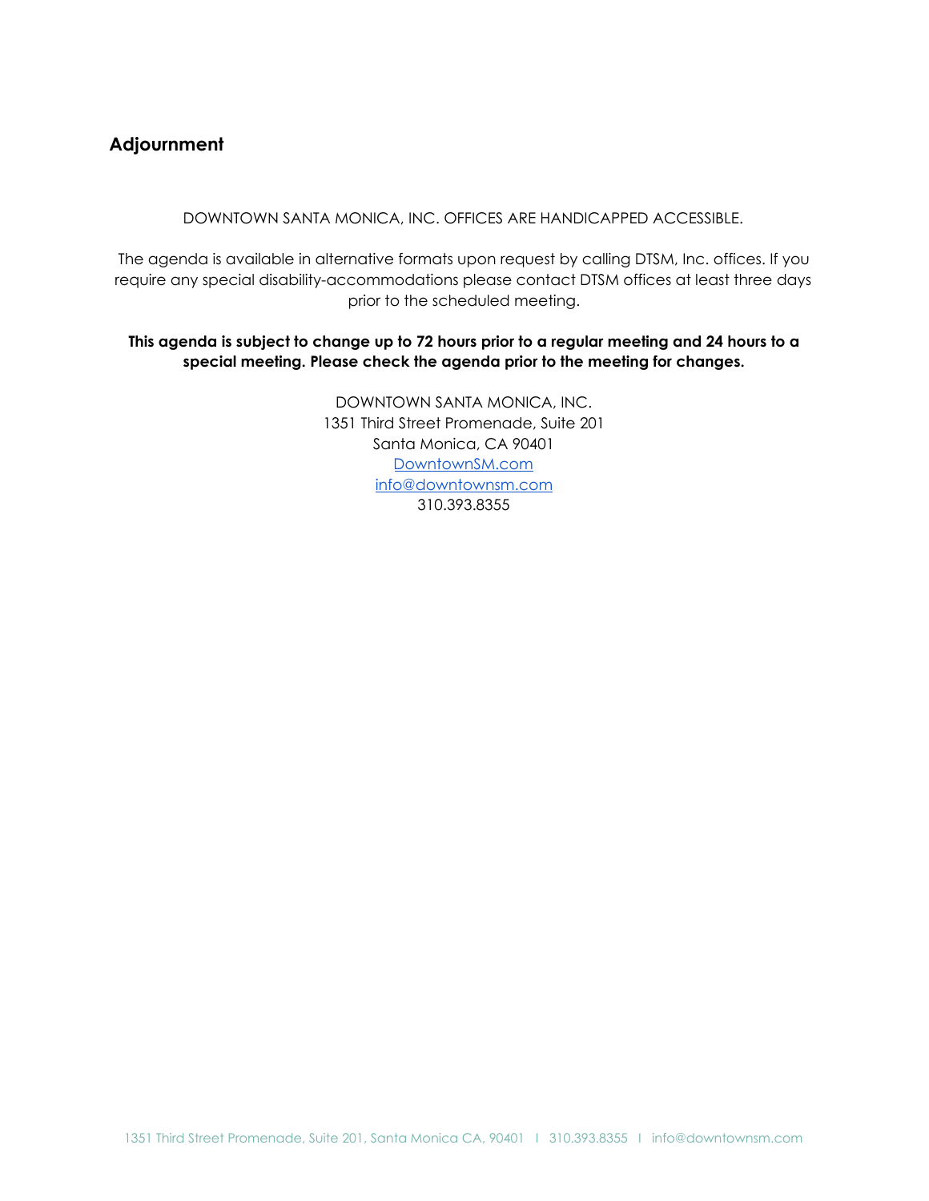## Adjournment

DOWNTOWN SANTA MONICA, INC. OFFICES ARE HANDICAPPED ACCESSIBLE.

The agenda is available in alternative formats upon request by calling DTSM, Inc. offices. If you require any special disability-accommodations please contact DTSM offices at least three days prior to the scheduled meeting.

**This agenda is subject to change up to 72 hours prior to a regular meeting and 24 hours to a special meeting. Please check the agenda prior to the meeting for changes.**

DOWNTOWN SANTA MONICA, INC.
1351 Third Street Promenade, Suite 201
Santa Monica, CA 90401
[DowntownSM.com](http://DowntownSM.com)
[info@downtownsm.com](mailto:info@downtownsm.com)
310.393.8355